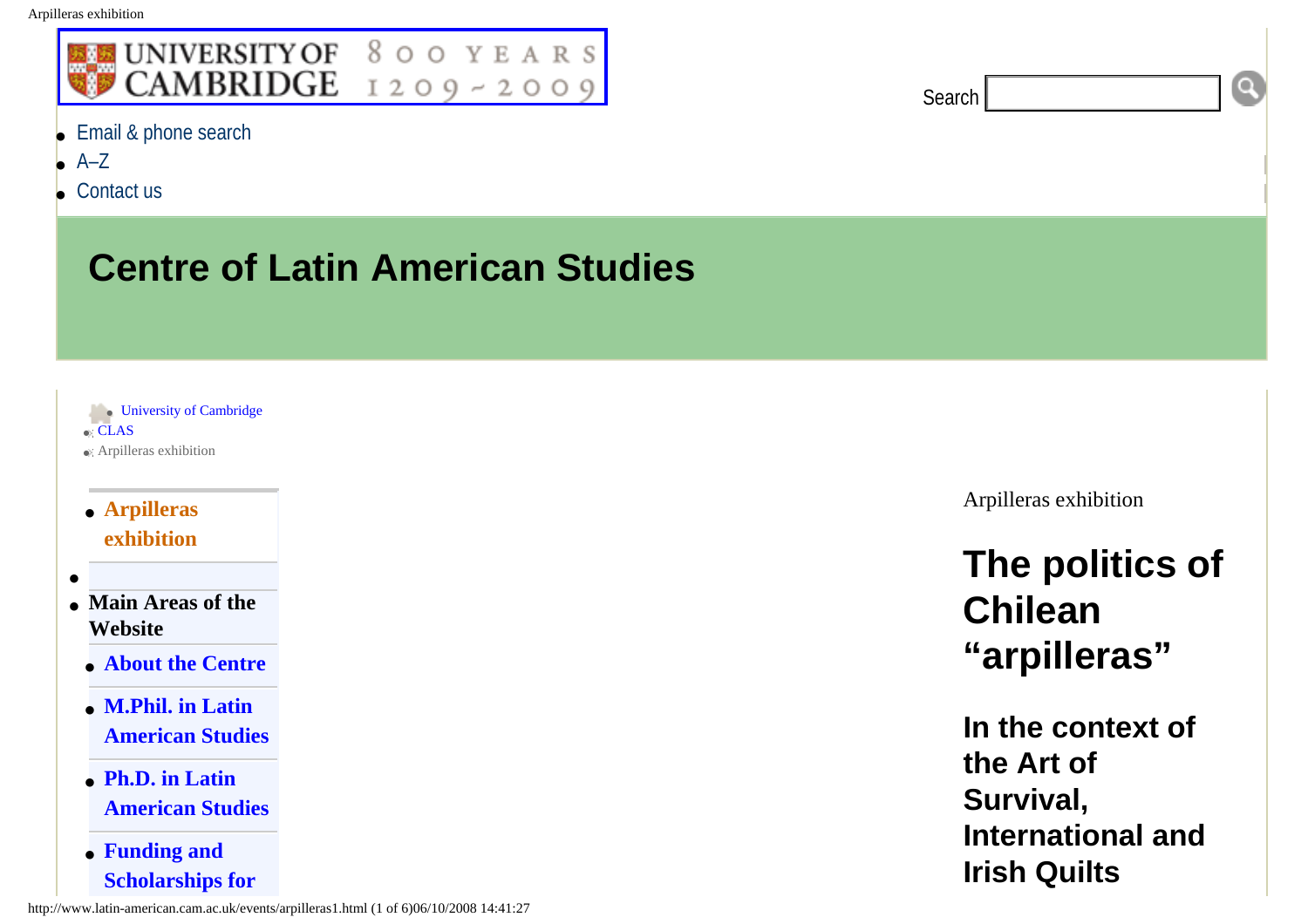Search

- Email & phone search
- A–Z
- Contact us

# Centre of Latin American Studies

- University of Cambridge
- CLAS
- Arpilleras exhibition

- **Arpilleras exhibition**
- 
- **Main Areas of the Website**
  - **About the Centre**
  - **M.Phil. in Latin American Studies**
  - **Ph.D. in Latin American Studies**
  - **Funding and Scholarships for**

Arpilleras exhibition

# The politics of Chilean “arpilleras”

## In the context of the Art of Survival, International and Irish Quilts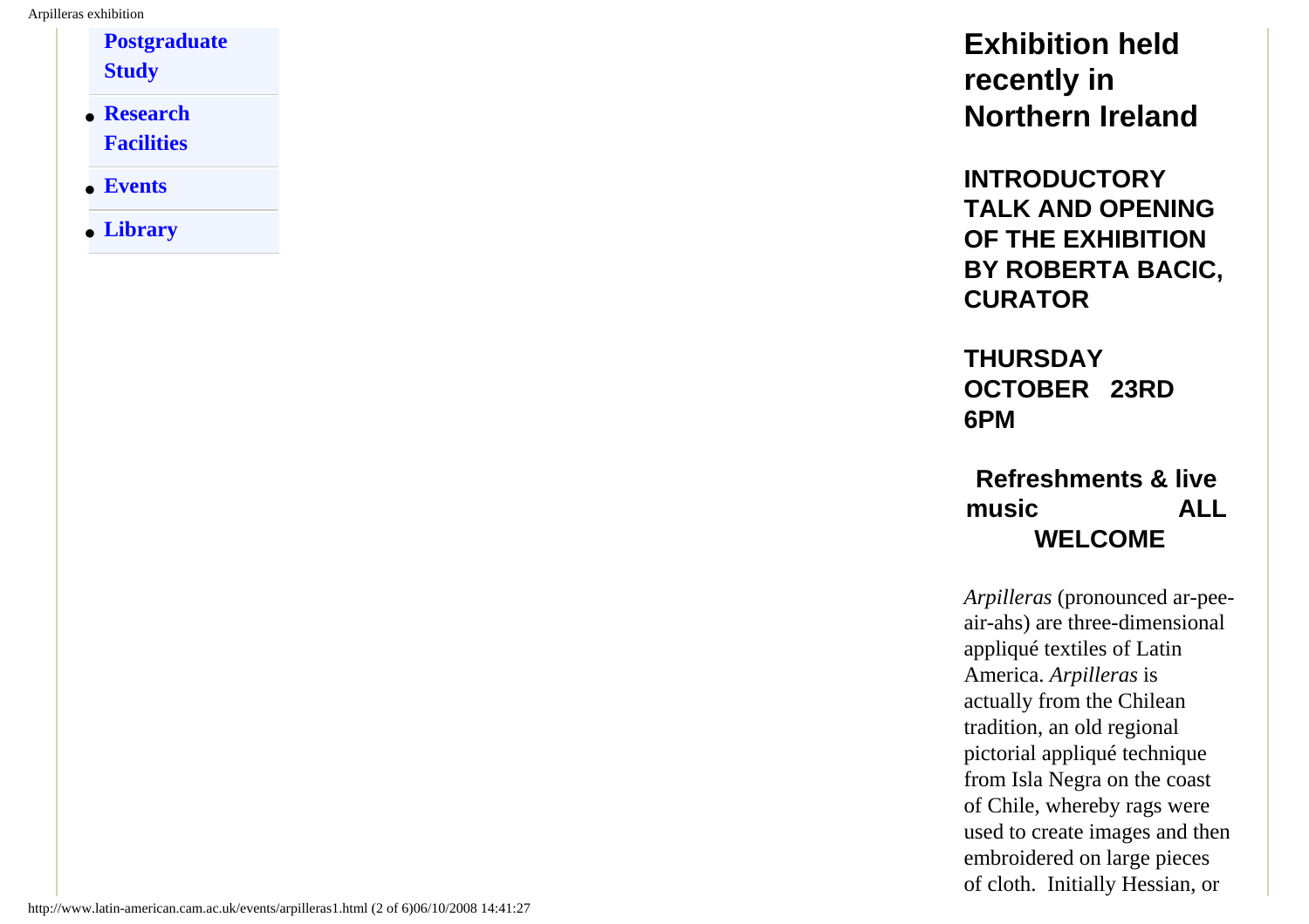- **Postgraduate Study**
- **Research Facilities**
- **Events**
- **Library**

# Exhibition held recently in Northern Ireland

**INTRODUCTORY TALK AND OPENING OF THE EXHIBITION BY ROBERTA BACIC, CURATOR**

**THURSDAY OCTOBER 23RD 6PM**

**Refreshments & live music ALL WELCOME**

*Arpilleras* (pronounced ar-pee-air-ahs) are three-dimensional appliqué textiles of Latin America. *Arpilleras* is actually from the Chilean tradition, an old regional pictorial appliqué technique from Isla Negra on the coast of Chile, whereby rags were used to create images and then embroidered on large pieces of cloth. Initially Hessian, or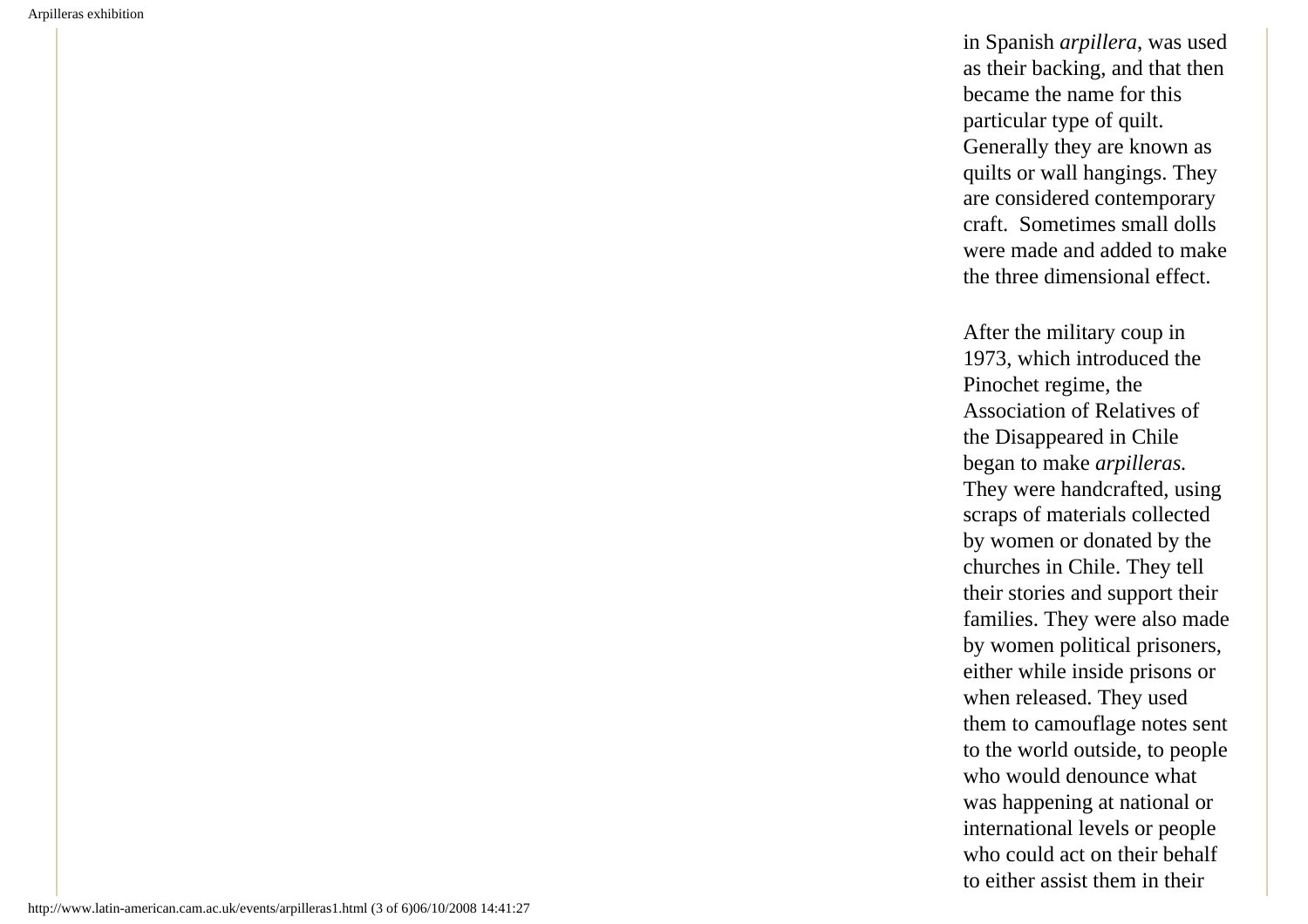in Spanish *arpillera*, was used as their backing, and that then became the name for this particular type of quilt. Generally they are known as quilts or wall hangings. They are considered contemporary craft. Sometimes small dolls were made and added to make the three dimensional effect.

After the military coup in 1973, which introduced the Pinochet regime, the Association of Relatives of the Disappeared in Chile began to make *arpilleras.* They were handcrafted, using scraps of materials collected by women or donated by the churches in Chile. They tell their stories and support their families. They were also made by women political prisoners, either while inside prisons or when released. They used them to camouflage notes sent to the world outside, to people who would denounce what was happening at national or international levels or people who could act on their behalf to either assist them in their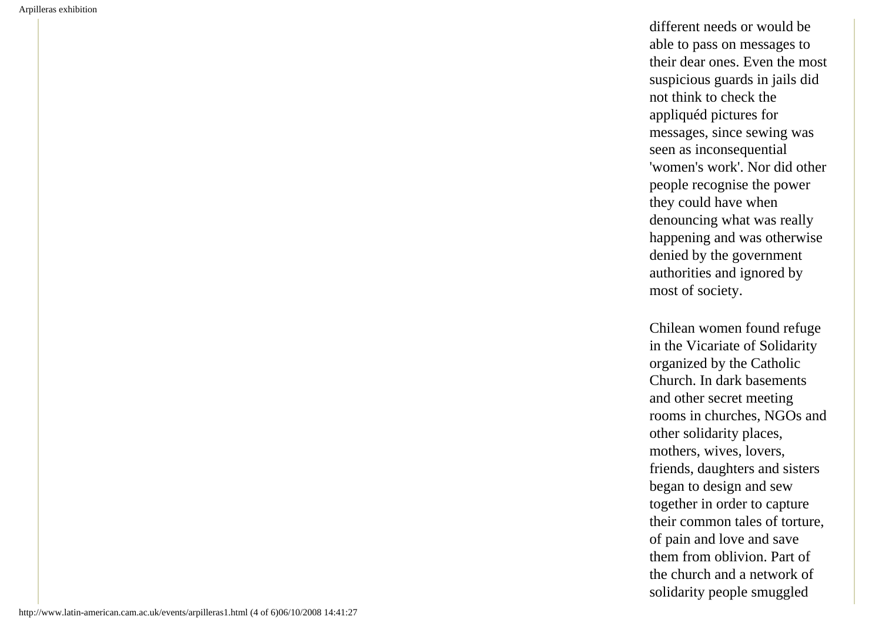different needs or would be able to pass on messages to their dear ones. Even the most suspicious guards in jails did not think to check the appliquéd pictures for messages, since sewing was seen as inconsequential 'women's work'. Nor did other people recognise the power they could have when denouncing what was really happening and was otherwise denied by the government authorities and ignored by most of society.

Chilean women found refuge in the Vicariate of Solidarity organized by the Catholic Church. In dark basements and other secret meeting rooms in churches, NGOs and other solidarity places, mothers, wives, lovers, friends, daughters and sisters began to design and sew together in order to capture their common tales of torture, of pain and love and save them from oblivion. Part of the church and a network of solidarity people smuggled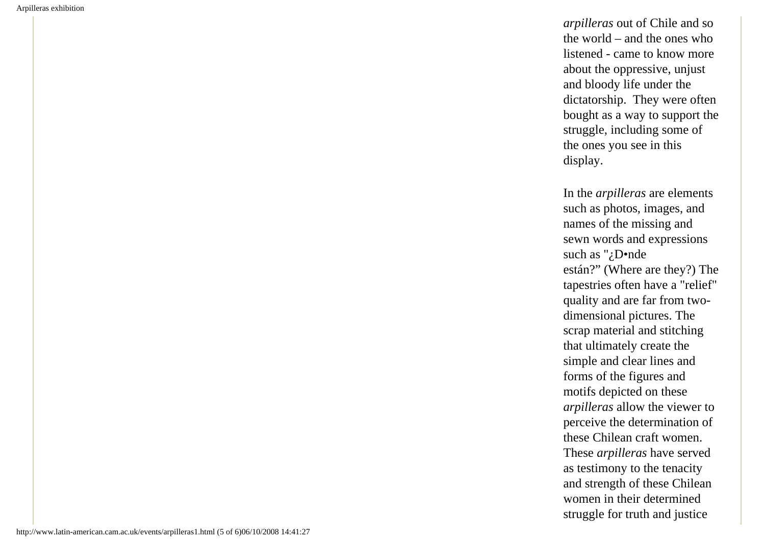*arpilleras* out of Chile and so the world – and the ones who listened - came to know more about the oppressive, unjust and bloody life under the dictatorship. They were often bought as a way to support the struggle, including some of the ones you see in this display.

In the *arpilleras* are elements such as photos, images, and names of the missing and sewn words and expressions such as "¿D•nde están?" (Where are they?) The tapestries often have a "relief" quality and are far from two-dimensional pictures. The scrap material and stitching that ultimately create the simple and clear lines and forms of the figures and motifs depicted on these *arpilleras* allow the viewer to perceive the determination of these Chilean craft women. These *arpilleras* have served as testimony to the tenacity and strength of these Chilean women in their determined struggle for truth and justice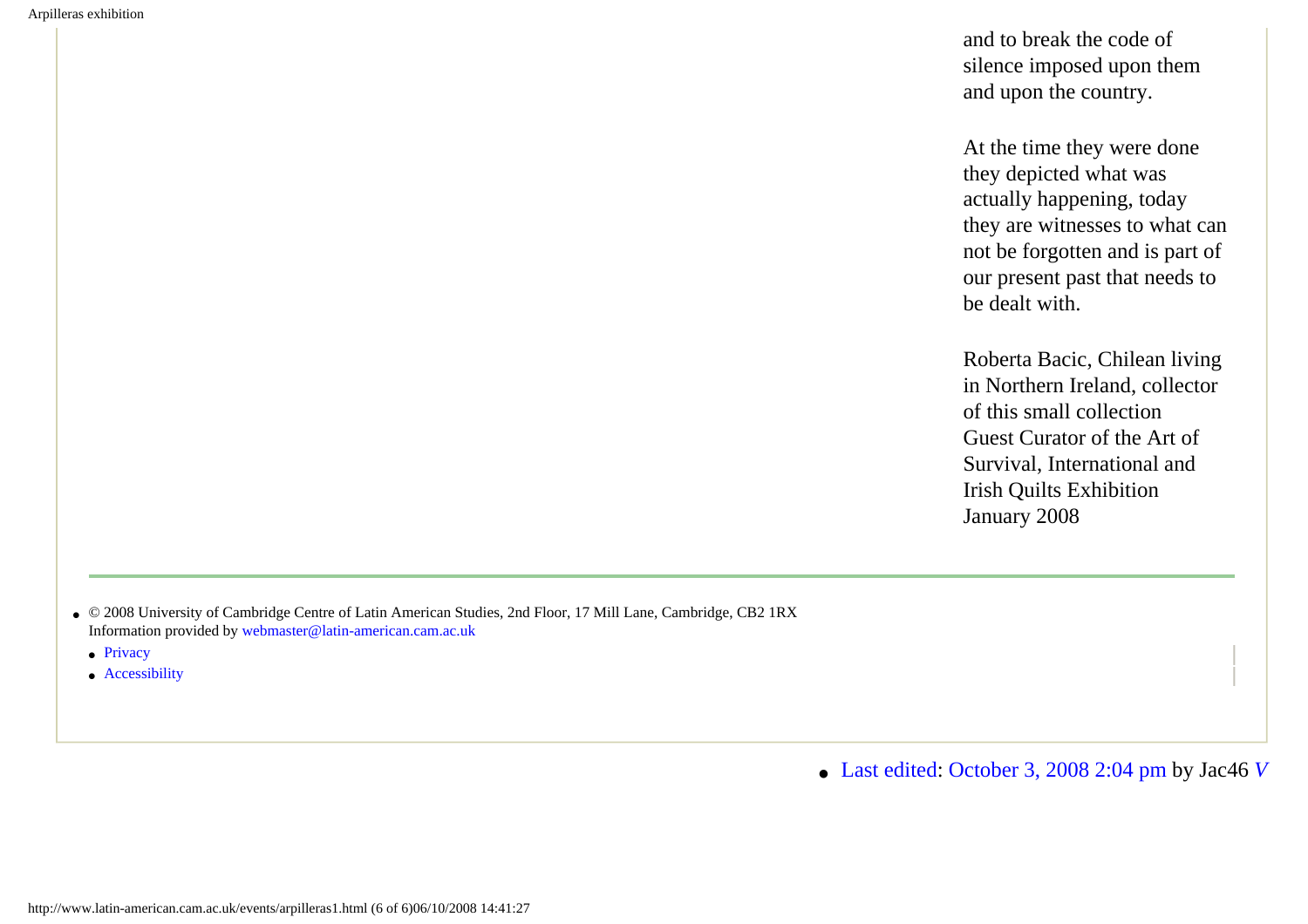and to break the code of silence imposed upon them and upon the country.

At the time they were done they depicted what was actually happening, today they are witnesses to what can not be forgotten and is part of our present past that needs to be dealt with.

Roberta Bacic, Chilean living in Northern Ireland, collector of this small collection
Guest Curator of the Art of Survival, International and Irish Quilts Exhibition
January 2008

---

- © 2008 University of Cambridge Centre of Latin American Studies, 2nd Floor, 17 Mill Lane, Cambridge, CB2 1RX
  Information provided by webmaster@latin-american.cam.ac.uk
  - Privacy
  - Accessibility

- Last edited: October 3, 2008 2:04 pm by Jac46 *V*